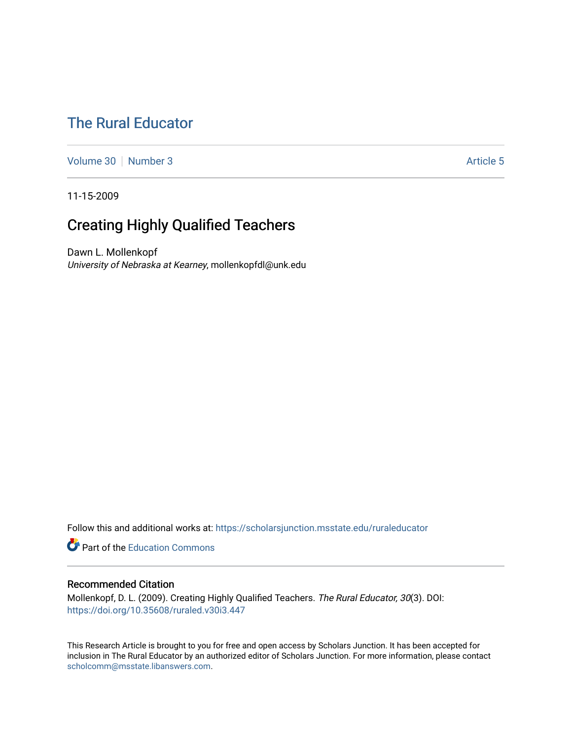# The Rural Educator

Volume 30 | Number 3 | Article 5

11-15-2009

## Creating Highly Qualified Teachers

Dawn L. Mollenkopf
*University of Nebraska at Kearney*, mollenkopfdl@unk.edu

Follow this and additional works at: https://scholarsjunction.msstate.edu/ruraleducator

Part of the Education Commons

### Recommended Citation

Mollenkopf, D. L. (2009). Creating Highly Qualified Teachers. *The Rural Educator, 30*(3). DOI: https://doi.org/10.35608/ruraled.v30i3.447

This Research Article is brought to you for free and open access by Scholars Junction. It has been accepted for inclusion in The Rural Educator by an authorized editor of Scholars Junction. For more information, please contact scholcomm@msstate.libanswers.com.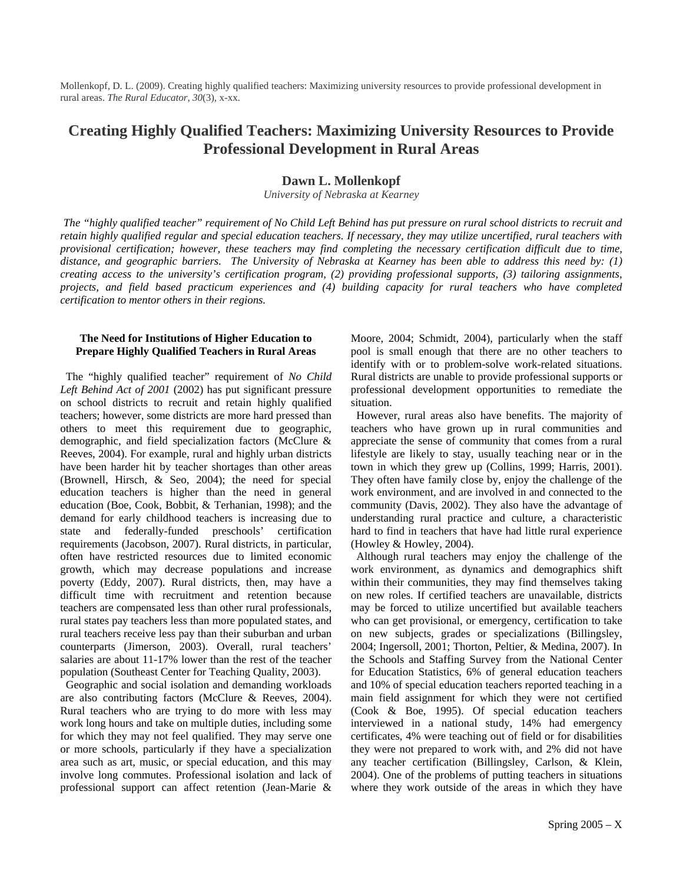Mollenkopf, D. L. (2009). Creating highly qualified teachers: Maximizing university resources to provide professional development in rural areas. *The Rural Educator, 30*(3), x-xx.

# Creating Highly Qualified Teachers: Maximizing University Resources to Provide Professional Development in Rural Areas

**Dawn L. Mollenkopf**

*University of Nebraska at Kearney*

*The "highly qualified teacher" requirement of No Child Left Behind has put pressure on rural school districts to recruit and retain highly qualified regular and special education teachers. If necessary, they may utilize uncertified, rural teachers with provisional certification; however, these teachers may find completing the necessary certification difficult due to time, distance, and geographic barriers. The University of Nebraska at Kearney has been able to address this need by: (1) creating access to the university's certification program, (2) providing professional supports, (3) tailoring assignments, projects, and field based practicum experiences and (4) building capacity for rural teachers who have completed certification to mentor others in their regions.*

## The Need for Institutions of Higher Education to Prepare Highly Qualified Teachers in Rural Areas

The "highly qualified teacher" requirement of *No Child Left Behind Act of 2001* (2002) has put significant pressure on school districts to recruit and retain highly qualified teachers; however, some districts are more hard pressed than others to meet this requirement due to geographic, demographic, and field specialization factors (McClure & Reeves, 2004). For example, rural and highly urban districts have been harder hit by teacher shortages than other areas (Brownell, Hirsch, & Seo, 2004); the need for special education teachers is higher than the need in general education (Boe, Cook, Bobbit, & Terhanian, 1998); and the demand for early childhood teachers is increasing due to state and federally-funded preschools' certification requirements (Jacobson, 2007). Rural districts, in particular, often have restricted resources due to limited economic growth, which may decrease populations and increase poverty (Eddy, 2007). Rural districts, then, may have a difficult time with recruitment and retention because teachers are compensated less than other rural professionals, rural states pay teachers less than more populated states, and rural teachers receive less pay than their suburban and urban counterparts (Jimerson, 2003). Overall, rural teachers' salaries are about 11-17% lower than the rest of the teacher population (Southeast Center for Teaching Quality, 2003).

Geographic and social isolation and demanding workloads are also contributing factors (McClure & Reeves, 2004). Rural teachers who are trying to do more with less may work long hours and take on multiple duties, including some for which they may not feel qualified. They may serve one or more schools, particularly if they have a specialization area such as art, music, or special education, and this may involve long commutes. Professional isolation and lack of professional support can affect retention (Jean-Marie & Moore, 2004; Schmidt, 2004), particularly when the staff pool is small enough that there are no other teachers to identify with or to problem-solve work-related situations. Rural districts are unable to provide professional supports or professional development opportunities to remediate the situation.

However, rural areas also have benefits. The majority of teachers who have grown up in rural communities and appreciate the sense of community that comes from a rural lifestyle are likely to stay, usually teaching near or in the town in which they grew up (Collins, 1999; Harris, 2001). They often have family close by, enjoy the challenge of the work environment, and are involved in and connected to the community (Davis, 2002). They also have the advantage of understanding rural practice and culture, a characteristic hard to find in teachers that have had little rural experience (Howley & Howley, 2004).

Although rural teachers may enjoy the challenge of the work environment, as dynamics and demographics shift within their communities, they may find themselves taking on new roles. If certified teachers are unavailable, districts may be forced to utilize uncertified but available teachers who can get provisional, or emergency, certification to take on new subjects, grades or specializations (Billingsley, 2004; Ingersoll, 2001; Thorton, Peltier, & Medina, 2007). In the Schools and Staffing Survey from the National Center for Education Statistics, 6% of general education teachers and 10% of special education teachers reported teaching in a main field assignment for which they were not certified (Cook & Boe, 1995). Of special education teachers interviewed in a national study, 14% had emergency certificates, 4% were teaching out of field or for disabilities they were not prepared to work with, and 2% did not have any teacher certification (Billingsley, Carlson, & Klein, 2004). One of the problems of putting teachers in situations where they work outside of the areas in which they have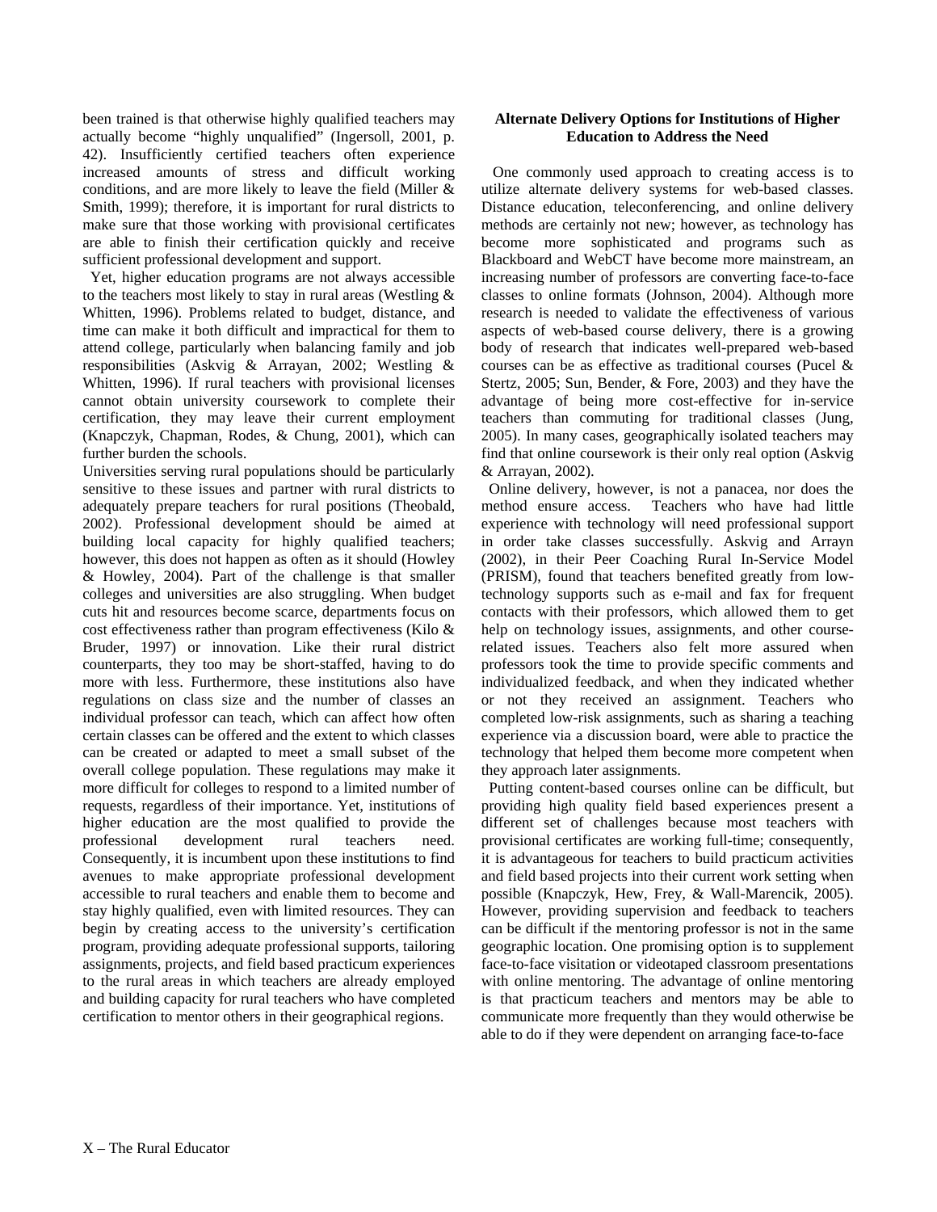been trained is that otherwise highly qualified teachers may actually become "highly unqualified" (Ingersoll, 2001, p. 42). Insufficiently certified teachers often experience increased amounts of stress and difficult working conditions, and are more likely to leave the field (Miller & Smith, 1999); therefore, it is important for rural districts to make sure that those working with provisional certificates are able to finish their certification quickly and receive sufficient professional development and support.

Yet, higher education programs are not always accessible to the teachers most likely to stay in rural areas (Westling & Whitten, 1996). Problems related to budget, distance, and time can make it both difficult and impractical for them to attend college, particularly when balancing family and job responsibilities (Askvig & Arrayan, 2002; Westling & Whitten, 1996). If rural teachers with provisional licenses cannot obtain university coursework to complete their certification, they may leave their current employment (Knapczyk, Chapman, Rodes, & Chung, 2001), which can further burden the schools.

Universities serving rural populations should be particularly sensitive to these issues and partner with rural districts to adequately prepare teachers for rural positions (Theobald, 2002). Professional development should be aimed at building local capacity for highly qualified teachers; however, this does not happen as often as it should (Howley & Howley, 2004). Part of the challenge is that smaller colleges and universities are also struggling. When budget cuts hit and resources become scarce, departments focus on cost effectiveness rather than program effectiveness (Kilo & Bruder, 1997) or innovation. Like their rural district counterparts, they too may be short-staffed, having to do more with less. Furthermore, these institutions also have regulations on class size and the number of classes an individual professor can teach, which can affect how often certain classes can be offered and the extent to which classes can be created or adapted to meet a small subset of the overall college population. These regulations may make it more difficult for colleges to respond to a limited number of requests, regardless of their importance. Yet, institutions of higher education are the most qualified to provide the professional development rural teachers need. Consequently, it is incumbent upon these institutions to find avenues to make appropriate professional development accessible to rural teachers and enable them to become and stay highly qualified, even with limited resources. They can begin by creating access to the university's certification program, providing adequate professional supports, tailoring assignments, projects, and field based practicum experiences to the rural areas in which teachers are already employed and building capacity for rural teachers who have completed certification to mentor others in their geographical regions.

**Alternate Delivery Options for Institutions of Higher Education to Address the Need**

One commonly used approach to creating access is to utilize alternate delivery systems for web-based classes. Distance education, teleconferencing, and online delivery methods are certainly not new; however, as technology has become more sophisticated and programs such as Blackboard and WebCT have become more mainstream, an increasing number of professors are converting face-to-face classes to online formats (Johnson, 2004). Although more research is needed to validate the effectiveness of various aspects of web-based course delivery, there is a growing body of research that indicates well-prepared web-based courses can be as effective as traditional courses (Pucel & Stertz, 2005; Sun, Bender, & Fore, 2003) and they have the advantage of being more cost-effective for in-service teachers than commuting for traditional classes (Jung, 2005). In many cases, geographically isolated teachers may find that online coursework is their only real option (Askvig & Arrayan, 2002).

Online delivery, however, is not a panacea, nor does the method ensure access. Teachers who have had little experience with technology will need professional support in order take classes successfully. Askvig and Arrayn (2002), in their Peer Coaching Rural In-Service Model (PRISM), found that teachers benefited greatly from low-technology supports such as e-mail and fax for frequent contacts with their professors, which allowed them to get help on technology issues, assignments, and other course-related issues. Teachers also felt more assured when professors took the time to provide specific comments and individualized feedback, and when they indicated whether or not they received an assignment. Teachers who completed low-risk assignments, such as sharing a teaching experience via a discussion board, were able to practice the technology that helped them become more competent when they approach later assignments.

Putting content-based courses online can be difficult, but providing high quality field based experiences present a different set of challenges because most teachers with provisional certificates are working full-time; consequently, it is advantageous for teachers to build practicum activities and field based projects into their current work setting when possible (Knapczyk, Hew, Frey, & Wall-Marencik, 2005). However, providing supervision and feedback to teachers can be difficult if the mentoring professor is not in the same geographic location. One promising option is to supplement face-to-face visitation or videotaped classroom presentations with online mentoring. The advantage of online mentoring is that practicum teachers and mentors may be able to communicate more frequently than they would otherwise be able to do if they were dependent on arranging face-to-face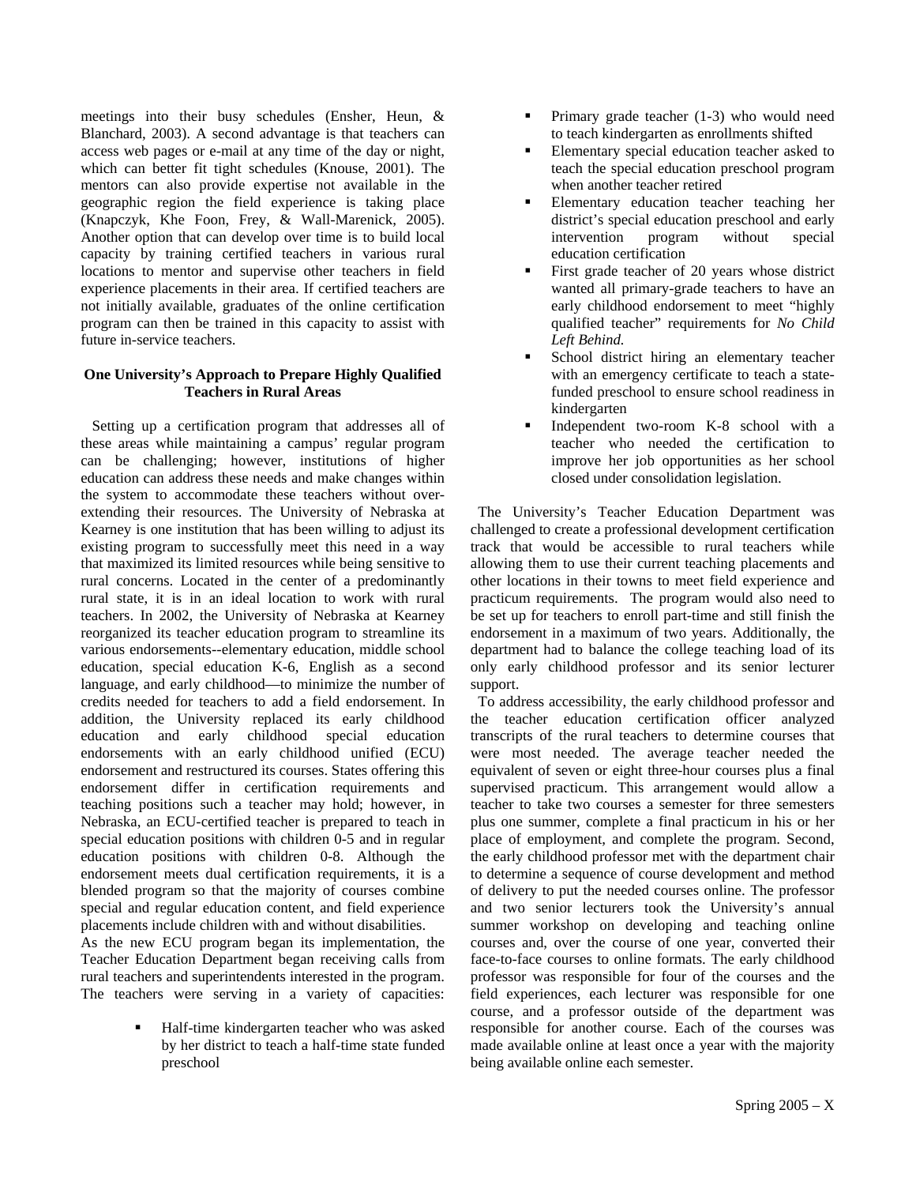meetings into their busy schedules (Ensher, Heun, & Blanchard, 2003). A second advantage is that teachers can access web pages or e-mail at any time of the day or night, which can better fit tight schedules (Knouse, 2001). The mentors can also provide expertise not available in the geographic region the field experience is taking place (Knapczyk, Khe Foon, Frey, & Wall-Marenick, 2005). Another option that can develop over time is to build local capacity by training certified teachers in various rural locations to mentor and supervise other teachers in field experience placements in their area. If certified teachers are not initially available, graduates of the online certification program can then be trained in this capacity to assist with future in-service teachers.

### One University's Approach to Prepare Highly Qualified Teachers in Rural Areas

Setting up a certification program that addresses all of these areas while maintaining a campus' regular program can be challenging; however, institutions of higher education can address these needs and make changes within the system to accommodate these teachers without over-extending their resources. The University of Nebraska at Kearney is one institution that has been willing to adjust its existing program to successfully meet this need in a way that maximized its limited resources while being sensitive to rural concerns. Located in the center of a predominantly rural state, it is in an ideal location to work with rural teachers. In 2002, the University of Nebraska at Kearney reorganized its teacher education program to streamline its various endorsements--elementary education, middle school education, special education K-6, English as a second language, and early childhood—to minimize the number of credits needed for teachers to add a field endorsement. In addition, the University replaced its early childhood education and early childhood special education endorsements with an early childhood unified (ECU) endorsement and restructured its courses. States offering this endorsement differ in certification requirements and teaching positions such a teacher may hold; however, in Nebraska, an ECU-certified teacher is prepared to teach in special education positions with children 0-5 and in regular education positions with children 0-8. Although the endorsement meets dual certification requirements, it is a blended program so that the majority of courses combine special and regular education content, and field experience placements include children with and without disabilities.

As the new ECU program began its implementation, the Teacher Education Department began receiving calls from rural teachers and superintendents interested in the program. The teachers were serving in a variety of capacities:

- Half-time kindergarten teacher who was asked by her district to teach a half-time state funded preschool
- Primary grade teacher (1-3) who would need to teach kindergarten as enrollments shifted
- Elementary special education teacher asked to teach the special education preschool program when another teacher retired
- Elementary education teacher teaching her district's special education preschool and early intervention program without special education certification
- First grade teacher of 20 years whose district wanted all primary-grade teachers to have an early childhood endorsement to meet "highly qualified teacher" requirements for *No Child Left Behind.*
- School district hiring an elementary teacher with an emergency certificate to teach a state-funded preschool to ensure school readiness in kindergarten
- Independent two-room K-8 school with a teacher who needed the certification to improve her job opportunities as her school closed under consolidation legislation.

The University's Teacher Education Department was challenged to create a professional development certification track that would be accessible to rural teachers while allowing them to use their current teaching placements and other locations in their towns to meet field experience and practicum requirements. The program would also need to be set up for teachers to enroll part-time and still finish the endorsement in a maximum of two years. Additionally, the department had to balance the college teaching load of its only early childhood professor and its senior lecturer support.

To address accessibility, the early childhood professor and the teacher education certification officer analyzed transcripts of the rural teachers to determine courses that were most needed. The average teacher needed the equivalent of seven or eight three-hour courses plus a final supervised practicum. This arrangement would allow a teacher to take two courses a semester for three semesters plus one summer, complete a final practicum in his or her place of employment, and complete the program. Second, the early childhood professor met with the department chair to determine a sequence of course development and method of delivery to put the needed courses online. The professor and two senior lecturers took the University's annual summer workshop on developing and teaching online courses and, over the course of one year, converted their face-to-face courses to online formats. The early childhood professor was responsible for four of the courses and the field experiences, each lecturer was responsible for one course, and a professor outside of the department was responsible for another course. Each of the courses was made available online at least once a year with the majority being available online each semester.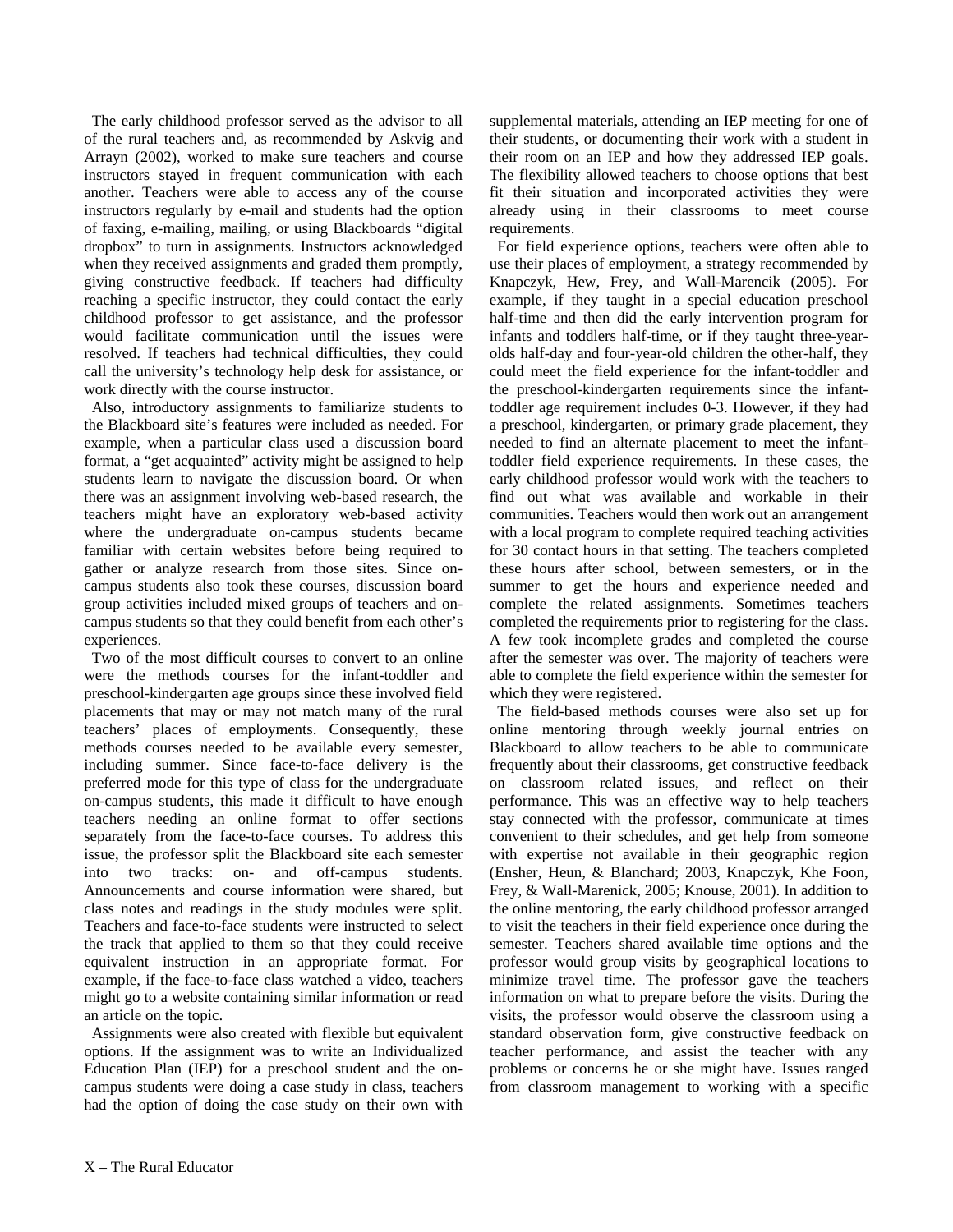The early childhood professor served as the advisor to all of the rural teachers and, as recommended by Askvig and Arrayn (2002), worked to make sure teachers and course instructors stayed in frequent communication with each another. Teachers were able to access any of the course instructors regularly by e-mail and students had the option of faxing, e-mailing, mailing, or using Blackboards "digital dropbox" to turn in assignments. Instructors acknowledged when they received assignments and graded them promptly, giving constructive feedback. If teachers had difficulty reaching a specific instructor, they could contact the early childhood professor to get assistance, and the professor would facilitate communication until the issues were resolved. If teachers had technical difficulties, they could call the university's technology help desk for assistance, or work directly with the course instructor.

Also, introductory assignments to familiarize students to the Blackboard site's features were included as needed. For example, when a particular class used a discussion board format, a "get acquainted" activity might be assigned to help students learn to navigate the discussion board. Or when there was an assignment involving web-based research, the teachers might have an exploratory web-based activity where the undergraduate on-campus students became familiar with certain websites before being required to gather or analyze research from those sites. Since on-campus students also took these courses, discussion board group activities included mixed groups of teachers and on-campus students so that they could benefit from each other's experiences.

Two of the most difficult courses to convert to an online were the methods courses for the infant-toddler and preschool-kindergarten age groups since these involved field placements that may or may not match many of the rural teachers' places of employments. Consequently, these methods courses needed to be available every semester, including summer. Since face-to-face delivery is the preferred mode for this type of class for the undergraduate on-campus students, this made it difficult to have enough teachers needing an online format to offer sections separately from the face-to-face courses. To address this issue, the professor split the Blackboard site each semester into two tracks: on- and off-campus students. Announcements and course information were shared, but class notes and readings in the study modules were split. Teachers and face-to-face students were instructed to select the track that applied to them so that they could receive equivalent instruction in an appropriate format. For example, if the face-to-face class watched a video, teachers might go to a website containing similar information or read an article on the topic.

Assignments were also created with flexible but equivalent options. If the assignment was to write an Individualized Education Plan (IEP) for a preschool student and the on-campus students were doing a case study in class, teachers had the option of doing the case study on their own with supplemental materials, attending an IEP meeting for one of their students, or documenting their work with a student in their room on an IEP and how they addressed IEP goals. The flexibility allowed teachers to choose options that best fit their situation and incorporated activities they were already using in their classrooms to meet course requirements.

For field experience options, teachers were often able to use their places of employment, a strategy recommended by Knapczyk, Hew, Frey, and Wall-Marencik (2005). For example, if they taught in a special education preschool half-time and then did the early intervention program for infants and toddlers half-time, or if they taught three-year-olds half-day and four-year-old children the other-half, they could meet the field experience for the infant-toddler and the preschool-kindergarten requirements since the infant-toddler age requirement includes 0-3. However, if they had a preschool, kindergarten, or primary grade placement, they needed to find an alternate placement to meet the infant-toddler field experience requirements. In these cases, the early childhood professor would work with the teachers to find out what was available and workable in their communities. Teachers would then work out an arrangement with a local program to complete required teaching activities for 30 contact hours in that setting. The teachers completed these hours after school, between semesters, or in the summer to get the hours and experience needed and complete the related assignments. Sometimes teachers completed the requirements prior to registering for the class. A few took incomplete grades and completed the course after the semester was over. The majority of teachers were able to complete the field experience within the semester for which they were registered.

The field-based methods courses were also set up for online mentoring through weekly journal entries on Blackboard to allow teachers to be able to communicate frequently about their classrooms, get constructive feedback on classroom related issues, and reflect on their performance. This was an effective way to help teachers stay connected with the professor, communicate at times convenient to their schedules, and get help from someone with expertise not available in their geographic region (Ensher, Heun, & Blanchard; 2003, Knapczyk, Khe Foon, Frey, & Wall-Marenick, 2005; Knouse, 2001). In addition to the online mentoring, the early childhood professor arranged to visit the teachers in their field experience once during the semester. Teachers shared available time options and the professor would group visits by geographical locations to minimize travel time. The professor gave the teachers information on what to prepare before the visits. During the visits, the professor would observe the classroom using a standard observation form, give constructive feedback on teacher performance, and assist the teacher with any problems or concerns he or she might have. Issues ranged from classroom management to working with a specific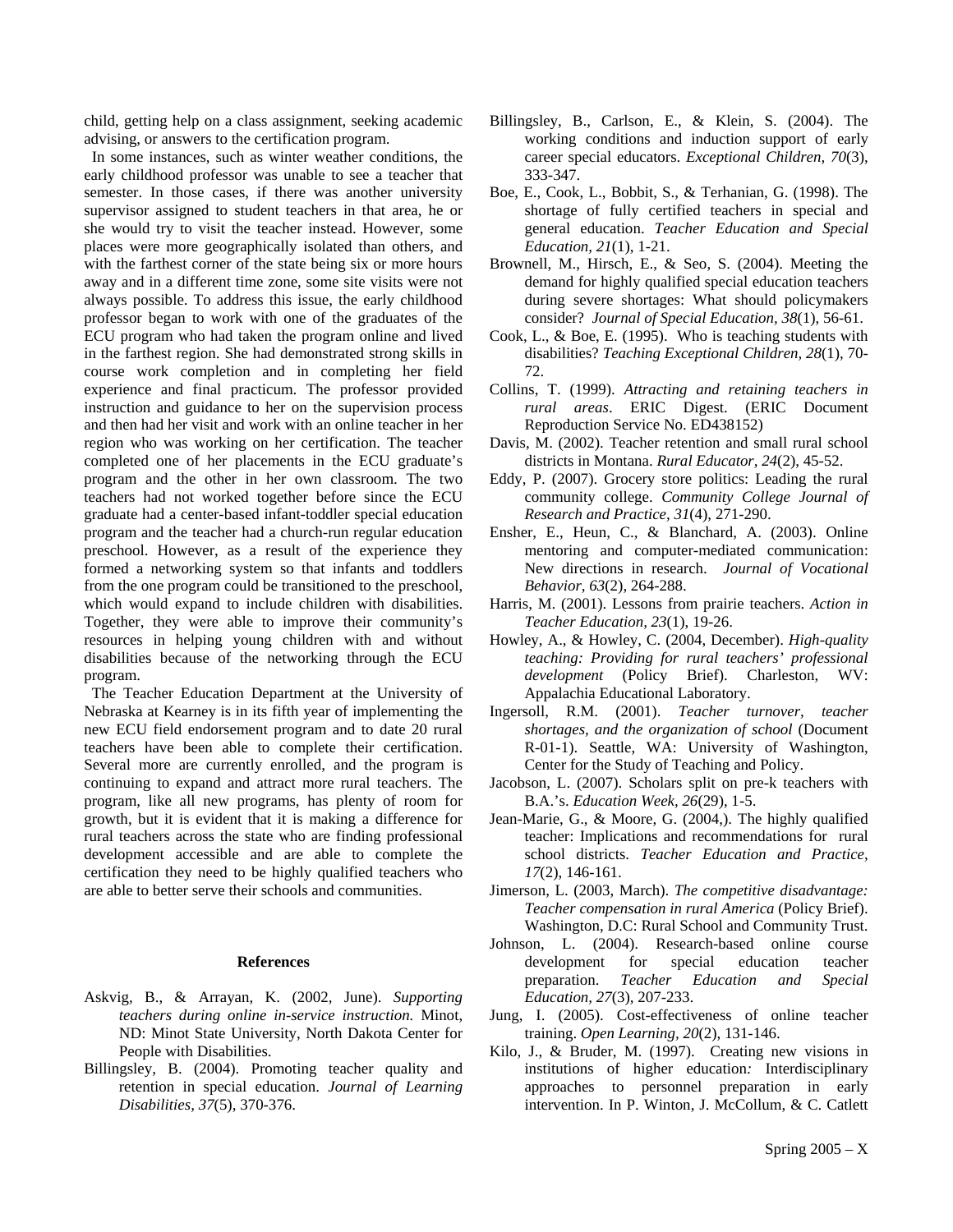child, getting help on a class assignment, seeking academic advising, or answers to the certification program.

In some instances, such as winter weather conditions, the early childhood professor was unable to see a teacher that semester. In those cases, if there was another university supervisor assigned to student teachers in that area, he or she would try to visit the teacher instead. However, some places were more geographically isolated than others, and with the farthest corner of the state being six or more hours away and in a different time zone, some site visits were not always possible. To address this issue, the early childhood professor began to work with one of the graduates of the ECU program who had taken the program online and lived in the farthest region. She had demonstrated strong skills in course work completion and in completing her field experience and final practicum. The professor provided instruction and guidance to her on the supervision process and then had her visit and work with an online teacher in her region who was working on her certification. The teacher completed one of her placements in the ECU graduate's program and the other in her own classroom. The two teachers had not worked together before since the ECU graduate had a center-based infant-toddler special education program and the teacher had a church-run regular education preschool. However, as a result of the experience they formed a networking system so that infants and toddlers from the one program could be transitioned to the preschool, which would expand to include children with disabilities. Together, they were able to improve their community's resources in helping young children with and without disabilities because of the networking through the ECU program.

The Teacher Education Department at the University of Nebraska at Kearney is in its fifth year of implementing the new ECU field endorsement program and to date 20 rural teachers have been able to complete their certification. Several more are currently enrolled, and the program is continuing to expand and attract more rural teachers. The program, like all new programs, has plenty of room for growth, but it is evident that it is making a difference for rural teachers across the state who are finding professional development accessible and are able to complete the certification they need to be highly qualified teachers who are able to better serve their schools and communities.

## References

Askvig, B., & Arrayan, K. (2002, June). *Supporting teachers during online in-service instruction.* Minot, ND: Minot State University, North Dakota Center for People with Disabilities.

Billingsley, B. (2004). Promoting teacher quality and retention in special education. *Journal of Learning Disabilities, 37*(5), 370-376.

Billingsley, B., Carlson, E., & Klein, S. (2004). The working conditions and induction support of early career special educators. *Exceptional Children, 70*(3), 333-347.

Boe, E., Cook, L., Bobbit, S., & Terhanian, G. (1998). The shortage of fully certified teachers in special and general education. *Teacher Education and Special Education, 21*(1), 1-21.

Brownell, M., Hirsch, E., & Seo, S. (2004). Meeting the demand for highly qualified special education teachers during severe shortages: What should policymakers consider? *Journal of Special Education, 38*(1), 56-61.

Cook, L., & Boe, E. (1995). Who is teaching students with disabilities? *Teaching Exceptional Children, 28*(1), 70-72.

Collins, T. (1999). *Attracting and retaining teachers in rural areas*. ERIC Digest. (ERIC Document Reproduction Service No. ED438152)

Davis, M. (2002). Teacher retention and small rural school districts in Montana. *Rural Educator, 24*(2), 45-52.

Eddy, P. (2007). Grocery store politics: Leading the rural community college. *Community College Journal of Research and Practice, 31*(4), 271-290.

Ensher, E., Heun, C., & Blanchard, A. (2003). Online mentoring and computer-mediated communication: New directions in research. *Journal of Vocational Behavior, 63*(2), 264-288.

Harris, M. (2001). Lessons from prairie teachers. *Action in Teacher Education, 23*(1), 19-26.

Howley, A., & Howley, C. (2004, December). *High-quality teaching: Providing for rural teachers' professional development* (Policy Brief). Charleston, WV: Appalachia Educational Laboratory.

Ingersoll, R.M. (2001). *Teacher turnover, teacher shortages, and the organization of school* (Document R-01-1). Seattle, WA: University of Washington, Center for the Study of Teaching and Policy.

Jacobson, L. (2007). Scholars split on pre-k teachers with B.A.'s. *Education Week, 26*(29), 1-5.

Jean-Marie, G., & Moore, G. (2004,). The highly qualified teacher: Implications and recommendations for rural school districts. *Teacher Education and Practice, 17*(2), 146-161.

Jimerson, L. (2003, March). *The competitive disadvantage: Teacher compensation in rural America* (Policy Brief). Washington, D.C: Rural School and Community Trust.

Johnson, L. (2004). Research-based online course development for special education teacher preparation. *Teacher Education and Special Education, 27*(3), 207-233.

Jung, I. (2005). Cost-effectiveness of online teacher training. *Open Learning, 20*(2), 131-146.

Kilo, J., & Bruder, M. (1997). Creating new visions in institutions of higher education*:* Interdisciplinary approaches to personnel preparation in early intervention. In P. Winton, J. McCollum, & C. Catlett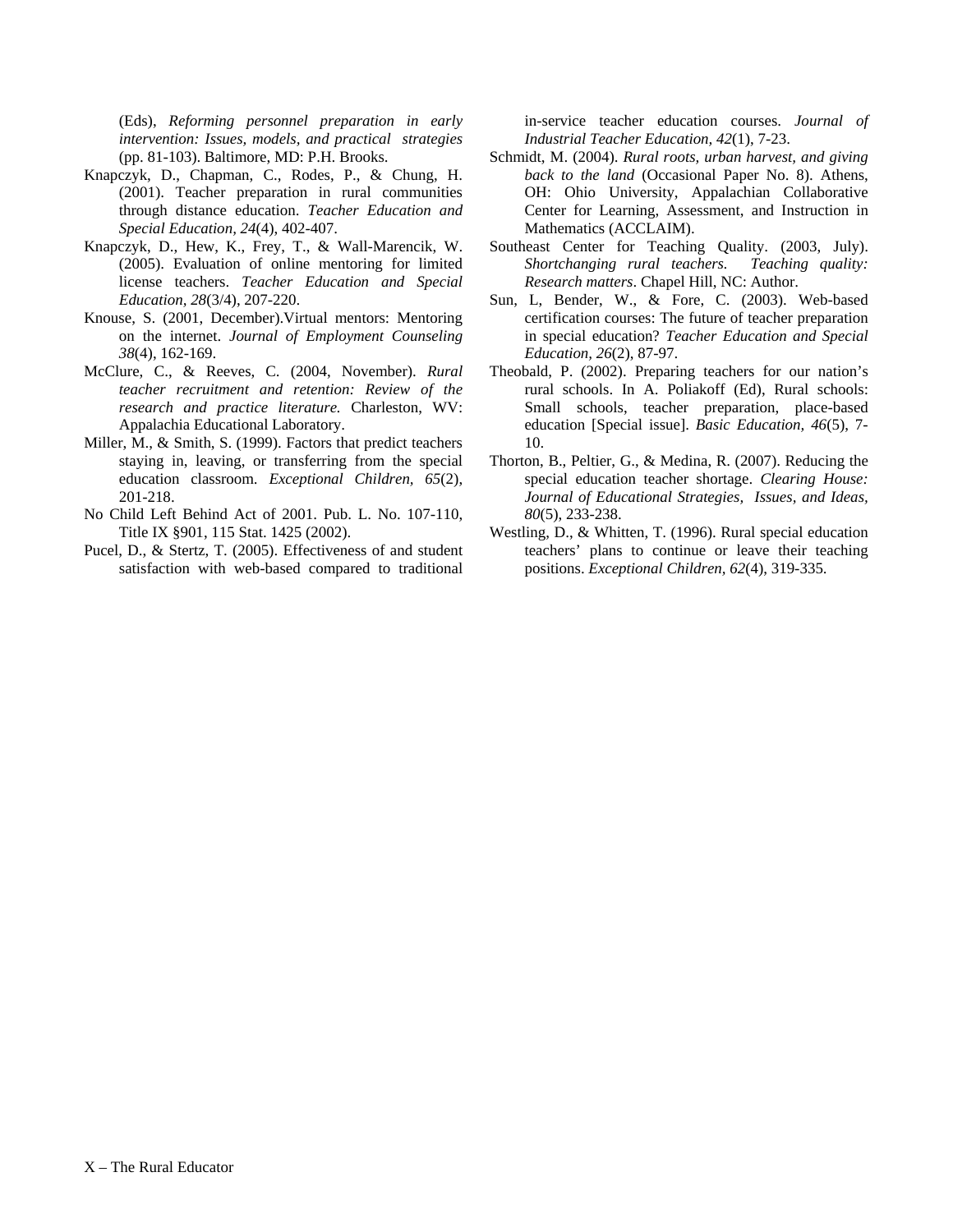(Eds), *Reforming personnel preparation in early intervention: Issues, models, and practical strategies* (pp. 81-103). Baltimore, MD: P.H. Brooks.

Knapczyk, D., Chapman, C., Rodes, P., & Chung, H. (2001). Teacher preparation in rural communities through distance education. *Teacher Education and Special Education, 24*(4), 402-407.

Knapczyk, D., Hew, K., Frey, T., & Wall-Marencik, W. (2005). Evaluation of online mentoring for limited license teachers. *Teacher Education and Special Education, 28*(3/4), 207-220.

Knouse, S. (2001, December).Virtual mentors: Mentoring on the internet. *Journal of Employment Counseling 38*(4), 162-169.

McClure, C., & Reeves, C. (2004, November). *Rural teacher recruitment and retention: Review of the research and practice literature.* Charleston, WV: Appalachia Educational Laboratory.

Miller, M., & Smith, S. (1999). Factors that predict teachers staying in, leaving, or transferring from the special education classroom. *Exceptional Children, 65*(2), 201-218.

No Child Left Behind Act of 2001. Pub. L. No. 107-110, Title IX §901, 115 Stat. 1425 (2002).

Pucel, D., & Stertz, T. (2005). Effectiveness of and student satisfaction with web-based compared to traditional in-service teacher education courses. *Journal of Industrial Teacher Education, 42*(1), 7-23.

Schmidt, M. (2004). *Rural roots, urban harvest, and giving back to the land* (Occasional Paper No. 8). Athens, OH: Ohio University, Appalachian Collaborative Center for Learning, Assessment, and Instruction in Mathematics (ACCLAIM).

Southeast Center for Teaching Quality. (2003, July). *Shortchanging rural teachers. Teaching quality: Research matters*. Chapel Hill, NC: Author.

Sun, L, Bender, W., & Fore, C. (2003). Web-based certification courses: The future of teacher preparation in special education? *Teacher Education and Special Education, 26*(2), 87-97.

Theobald, P. (2002). Preparing teachers for our nation's rural schools. In A. Poliakoff (Ed), Rural schools: Small schools, teacher preparation, place-based education [Special issue]. *Basic Education, 46*(5), 7-10.

Thorton, B., Peltier, G., & Medina, R. (2007). Reducing the special education teacher shortage. *Clearing House: Journal of Educational Strategies, Issues, and Ideas, 80*(5), 233-238.

Westling, D., & Whitten, T. (1996). Rural special education teachers' plans to continue or leave their teaching positions. *Exceptional Children, 62*(4), 319-335.